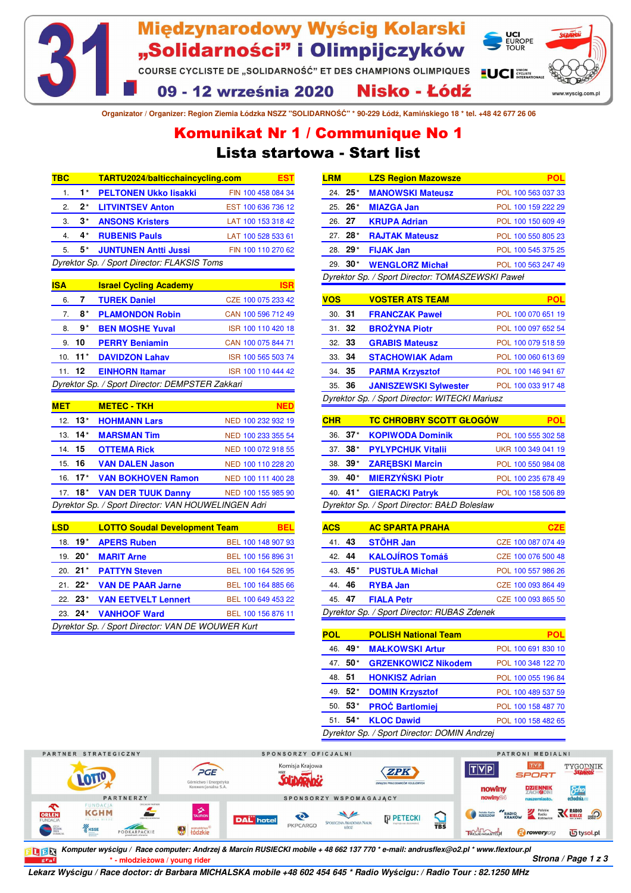# 31. Międzynarodowy Wyścig Kolarski „Solidarności” i Olimpijczyków

COURSE CYCLISTE DE „SOLIDARNOŚĆ” ET DES CHAMPIONS OLIMPIQUES

**09 - 12 września 2020 Nisko - Łódź**

UCI EUROPE TOUR

www.wyscig.com.pl

Organizator / Organizer: Region Ziemia Łódzka NSZZ "SOLIDARNOŚĆ" * 90-229 Łódź, Kamińskiego 18 * tel. +48 42 677 26 06

## Komunikat Nr 1 / Communique No 1

## Lista startowa - Start list

| TBC | | TARTU2024/balticchaincycling.com | EST |
|---|---|---|---|
| 1. | 1* | PELTONEN Ukko Iisakki | FIN 100 458 084 34 |
| 2. | 2* | LITVINTSEV Anton | EST 100 636 736 12 |
| 3. | 3* | ANSONS Kristers | LAT 100 153 318 42 |
| 4. | 4* | RUBENIS Pauls | LAT 100 528 533 61 |
| 5. | 5* | JUNTUNEN Antti Jussi | FIN 100 110 270 62 |

*Dyrektor Sp. / Sport Director: FLAKSIS Toms*

| ISA | | Israel Cycling Academy | ISR |
|---|---|---|---|
| 6. | 7 | TUREK Daniel | CZE 100 075 233 42 |
| 7. | 8* | PLAMONDON Robin | CAN 100 596 712 49 |
| 8. | 9* | BEN MOSHE Yuval | ISR 100 110 420 18 |
| 9. | 10 | PERRY Beniamin | CAN 100 075 844 71 |
| 10. | 11* | DAVIDZON Lahav | ISR 100 565 503 74 |
| 11. | 12 | EINHORN Itamar | ISR 100 110 444 42 |

*Dyrektor Sp. / Sport Director: DEMPSTER Zakkari*

| MET | | METEC - TKH | NED |
|---|---|---|---|
| 12. | 13* | HOHMANN Lars | NED 100 232 932 19 |
| 13. | 14* | MARSMAN Tim | NED 100 233 355 54 |
| 14. | 15 | OTTEMA Rick | NED 100 072 918 55 |
| 15. | 16 | VAN DALEN Jason | NED 100 110 228 20 |
| 16. | 17* | VAN BOKHOVEN Ramon | NED 100 111 400 28 |
| 17. | 18* | VAN DER TUUK Danny | NED 100 155 985 90 |

*Dyrektor Sp. / Sport Director: VAN HOUWELINGEN Adri*

| LSD | | LOTTO Soudal Development Team | BEL |
|---|---|---|---|
| 18. | 19* | APERS Ruben | BEL 100 148 907 93 |
| 19. | 20* | MARIT Arne | BEL 100 156 896 31 |
| 20. | 21* | PATTYN Steven | BEL 100 164 526 95 |
| 21. | 22* | VAN DE PAAR Jarne | BEL 100 164 885 66 |
| 22. | 23* | VAN EETVELT Lennert | BEL 100 649 453 22 |
| 23. | 24* | VANHOOF Ward | BEL 100 156 876 11 |

*Dyrektor Sp. / Sport Director: VAN DE WOUWER Kurt*

| LRM | | LZS Region Mazowsze | POL |
|---|---|---|---|
| 24. | 25* | MANOWSKI Mateusz | POL 100 563 037 33 |
| 25. | 26* | MIAZGA Jan | POL 100 159 222 29 |
| 26. | 27 | KRUPA Adrian | POL 100 150 609 49 |
| 27. | 28* | RAJTAK Mateusz | POL 100 550 805 23 |
| 28. | 29* | FIJAK Jan | POL 100 545 375 25 |
| 29. | 30* | WENGLORZ Michał | POL 100 563 247 49 |

*Dyrektor Sp. / Sport Director: TOMASZEWSKI Paweł*

| VOS | | VOSTER ATS TEAM | POL |
|---|---|---|---|
| 30. | 31 | FRANCZAK Paweł | POL 100 070 651 19 |
| 31. | 32 | BROŻYNA Piotr | POL 100 097 652 54 |
| 32. | 33 | GRABIS Mateusz | POL 100 079 518 59 |
| 33. | 34 | STACHOWIAK Adam | POL 100 060 613 69 |
| 34. | 35 | PARMA Krzysztof | POL 100 146 941 67 |
| 35. | 36 | JANISZEWSKI Sylwester | POL 100 033 917 48 |

*Dyrektor Sp. / Sport Director: WITECKI Mariusz*

| CHR | | TC CHROBRY SCOTT GŁOGÓW | POL |
|---|---|---|---|
| 36. | 37* | KOPIWODA Dominik | POL 100 555 302 58 |
| 37. | 38* | PYLYPCHUK Vitalii | UKR 100 349 041 19 |
| 38. | 39* | ZARĘBSKI Marcin | POL 100 550 984 08 |
| 39. | 40* | MIERZYŃSKI Piotr | POL 100 235 678 49 |
| 40. | 41* | GIERACKI Patryk | POL 100 158 506 89 |

*Dyrektor Sp. / Sport Director: BAŁD Bolesław*

| ACS | | AC SPARTA PRAHA | CZE |
|---|---|---|---|
| 41. | 43 | STÖHR Jan | CZE 100 087 074 49 |
| 42. | 44 | KALOJÍROS Tomáš | CZE 100 076 500 48 |
| 43. | 45* | PUSTUŁA Michał | POL 100 557 986 26 |
| 44. | 46 | RYBA Jan | CZE 100 093 864 49 |
| 45. | 47 | FIALA Petr | CZE 100 093 865 50 |

*Dyrektor Sp. / Sport Director: RUBAS Zdenek*

| POL | | POLISH National Team | POL |
|---|---|---|---|
| 46. | 49* | MAŁKOWSKI Artur | POL 100 691 830 10 |
| 47. | 50* | GRZENKOWICZ Nikodem | POL 100 348 122 70 |
| 48. | 51 | HONKISZ Adrian | POL 100 055 196 84 |
| 49. | 52* | DOMIN Krzysztof | POL 100 489 537 59 |
| 50. | 53* | PROĆ Bartlomiej | POL 100 158 487 70 |
| 51. | 54* | KLOC Dawid | POL 100 158 482 65 |

*Dyrektor Sp. / Sport Director: DOMIN Andrzej*

PARTNER STRATEGICZNY · SPONSORZY OFICJALNI · PATRONI MEDIALNI · PARTNERZY · SPONSORZY WSPOMAGAJĄCY

*Komputer wyścigu / Race computer: Andrzej & Marcin RUSIECKI mobile + 48 662 137 770 * e-mail: andrusflex@o2.pl * www.flextour.pl*

\* - młodzieżowa / young rider

*Lekarz Wyścigu / Race doctor: dr Barbara MICHALSKA mobile +48 602 454 645 * Radio Wyścigu: / Radio Tour : 82.1250 MHz*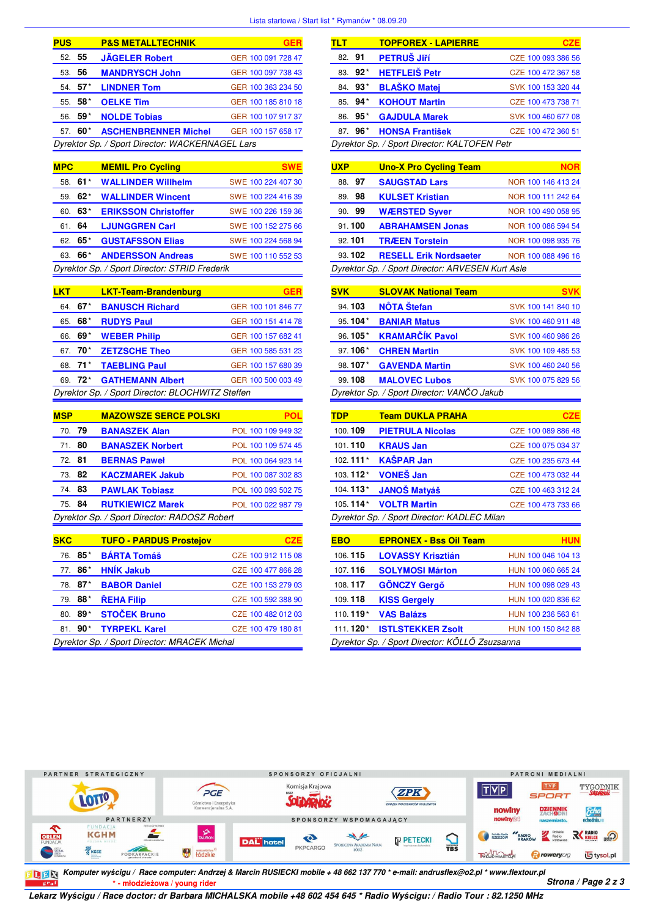Lista startowa / Start list * Rymanów * 08.09.20

| PUS | P&S METALLTECHNIK | GER |
|---|---|---|
| 52. 55 | JÄGELER Robert | GER 100 091 728 47 |
| 53. 56 | MANDRYSCH John | GER 100 097 738 43 |
| 54. 57* | LINDNER Tom | GER 100 363 234 50 |
| 55. 58* | OELKE Tim | GER 100 185 810 18 |
| 56. 59* | NOLDE Tobias | GER 100 107 917 37 |
| 57. 60* | ASCHENBRENNER Michel | GER 100 157 658 17 |

*Dyrektor Sp. / Sport Director: WACKERNAGEL Lars*

| MPC | MEMIL Pro Cycling | SWE |
|---|---|---|
| 58. 61* | WALLINDER Willhelm | SWE 100 224 407 30 |
| 59. 62* | WALLINDER Wincent | SWE 100 224 416 39 |
| 60. 63* | ERIKSSON Christoffer | SWE 100 226 159 36 |
| 61. 64 | LJUNGGREN Carl | SWE 100 152 275 66 |
| 62. 65* | GUSTAFSSON Elias | SWE 100 224 568 94 |
| 63. 66* | ANDERSSON Andreas | SWE 100 110 552 53 |

*Dyrektor Sp. / Sport Director: STRID Frederik*

| LKT | LKT-Team-Brandenburg | GER |
|---|---|---|
| 64. 67* | BANUSCH Richard | GER 100 101 846 77 |
| 65. 68* | RUDYS Paul | GER 100 151 414 78 |
| 66. 69* | WEBER Philip | GER 100 157 682 41 |
| 67. 70* | ZETZSCHE Theo | GER 100 585 531 23 |
| 68. 71* | TAEBLING Paul | GER 100 157 680 39 |
| 69. 72* | GATHEMANN Albert | GER 100 500 003 49 |

*Dyrektor Sp. / Sport Director: BLOCHWITZ Steffen*

| MSP | MAZOWSZE SERCE POLSKI | POL |
|---|---|---|
| 70. 79 | BANASZEK Alan | POL 100 109 949 32 |
| 71. 80 | BANASZEK Norbert | POL 100 109 574 45 |
| 72. 81 | BERNAS Paweł | POL 100 064 923 14 |
| 73. 82 | KACZMAREK Jakub | POL 100 087 302 83 |
| 74. 83 | PAWLAK Tobiasz | POL 100 093 502 75 |
| 75. 84 | RUTKIEWICZ Marek | POL 100 022 987 79 |

*Dyrektor Sp. / Sport Director: RADOSZ Robert*

| SKC | TUFO - PARDUS Prostejov | CZE |
|---|---|---|
| 76. 85* | BÁRTA Tomáš | CZE 100 912 115 08 |
| 77. 86* | HNÍK Jakub | CZE 100 477 866 28 |
| 78. 87* | BABOR Daniel | CZE 100 153 279 03 |
| 79. 88* | ŘEHA Filip | CZE 100 592 388 90 |
| 80. 89* | STOČEK Bruno | CZE 100 482 012 03 |
| 81. 90* | TYRPEKL Karel | CZE 100 479 180 81 |

*Dyrektor Sp. / Sport Director: MRACEK Michal*

| TLT | TOPFOREX - LAPIERRE | CZE |
|---|---|---|
| 82. 91 | PETRUŠ Jiří | CZE 100 093 386 56 |
| 83. 92* | HETFLEIŠ Petr | CZE 100 472 367 58 |
| 84. 93* | BLAŠKO Matej | SVK 100 153 320 44 |
| 85. 94* | KOHOUT Martin | CZE 100 473 738 71 |
| 86. 95* | GAJDULA Marek | SVK 100 460 677 08 |
| 87. 96* | HONSA František | CZE 100 472 360 51 |

*Dyrektor Sp. / Sport Director: KALTOFEN Petr*

| UXP | Uno-X Pro Cycling Team | NOR |
|---|---|---|
| 88. 97 | SAUGSTAD Lars | NOR 100 146 413 24 |
| 89. 98 | KULSET Kristian | NOR 100 111 242 64 |
| 90. 99 | WÆRSTED Syver | NOR 100 490 058 95 |
| 91. 100 | ABRAHAMSEN Jonas | NOR 100 086 594 54 |
| 92. 101 | TRÆEN Torstein | NOR 100 098 935 76 |
| 93. 102 | RESELL Erik Nordsaeter | NOR 100 088 496 16 |

*Dyrektor Sp. / Sport Director: ARVESEN Kurt Asle*

| SVK | SLOVAK National Team | SVK |
|---|---|---|
| 94. 103 | NÔTA Štefan | SVK 100 141 840 10 |
| 95. 104* | BANIAR Matus | SVK 100 460 911 48 |
| 96. 105* | KRAMARČÍK Pavol | SVK 100 460 986 26 |
| 97. 106* | CHREN Martin | SVK 100 109 485 53 |
| 98. 107* | GAVENDA Martin | SVK 100 460 240 56 |
| 99. 108 | MALOVEC Lubos | SVK 100 075 829 56 |

*Dyrektor Sp. / Sport Director: VANČO Jakub*

| TDP | Team DUKLA PRAHA | CZE |
|---|---|---|
| 100. 109 | PIETRULA Nicolas | CZE 100 089 886 48 |
| 101. 110 | KRAUS Jan | CZE 100 075 034 37 |
| 102. 111* | KAŠPAR Jan | CZE 100 235 673 44 |
| 103. 112* | VONEŠ Jan | CZE 100 473 032 44 |
| 104. 113* | JANOŠ Matyáš | CZE 100 463 312 24 |
| 105. 114* | VOLTR Martin | CZE 100 473 733 66 |

*Dyrektor Sp. / Sport Director: KADLEC Milan*

| EBO | EPRONEX - Bss Oil Team | HUN |
|---|---|---|
| 106. 115 | LOVASSY Krisztián | HUN 100 046 104 13 |
| 107. 116 | SOLYMOSI Márton | HUN 100 060 665 24 |
| 108. 117 | GÖNCZY Gergő | HUN 100 098 029 43 |
| 109. 118 | KISS Gergely | HUN 100 020 836 62 |
| 110. 119* | VAS Balázs | HUN 100 236 563 61 |
| 111. 120* | ISTLSTEKKER Zsolt | HUN 100 150 842 88 |

*Dyrektor Sp. / Sport Director: KÖLLŐ Zsuzsanna*

PARTNER STRATEGICZNY · SPONSORZY OFICJALNI · PATRONI MEDIALNI · PARTNERZY · SPONSORZY WSPOMAGAJĄCY

*Komputer wyścigu / Race computer: Andrzej & Marcin RUSIECKI mobile + 48 662 137 770 * e-mail: andrusflex@o2.pl * www.flextour.pl*

\* - młodzieżowa / young rider

*Lekarz Wyścigu / Race doctor: dr Barbara MICHALSKA mobile +48 602 454 645 * Radio Wyścigu: / Radio Tour : 82.1250 MHz*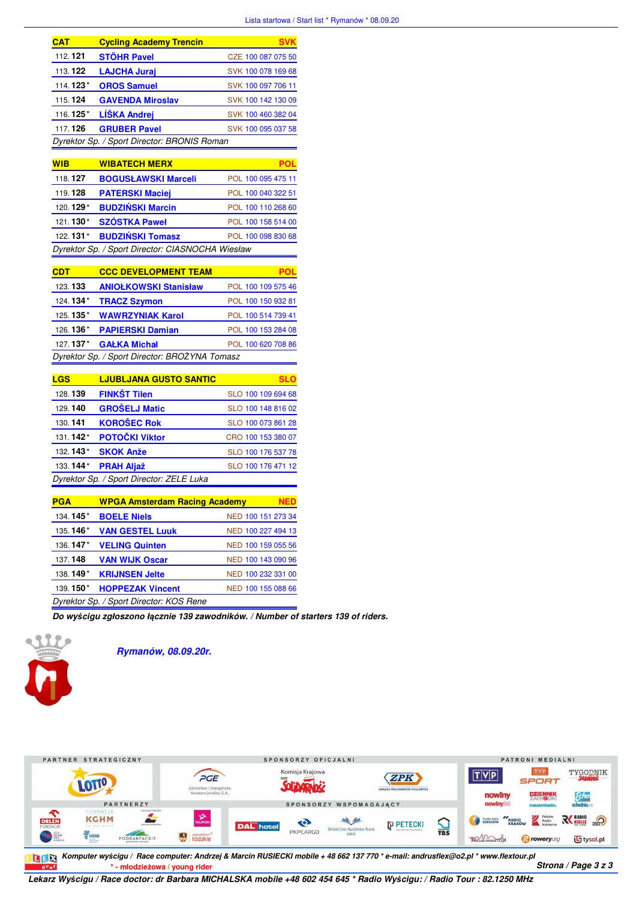| CAT | Cycling Academy Trencin | SVK |
|---|---|---|
| 112. **121** | **STÖHR Pavel** | CZE 100 087 075 50 |
| 113. **122** | **LAJCHA Juraj** | SVK 100 078 169 68 |
| 114. **123*** | **OROS Samuel** | SVK 100 097 706 11 |
| 115. **124** | **GAVENDA Miroslav** | SVK 100 142 130 09 |
| 116. **125*** | **LÍŠKA Andrej** | SVK 100 460 382 04 |
| 117. **126** | **GRUBER Pavel** | SVK 100 095 037 58 |

*Dyrektor Sp. / Sport Director: BRONIS Roman*

| WIB | WIBATECH MERX | POL |
|---|---|---|
| 118. **127** | **BOGUSŁAWSKI Marceli** | POL 100 095 475 11 |
| 119. **128** | **PATERSKI Maciej** | POL 100 040 322 51 |
| 120. **129*** | **BUDZIŃSKI Marcin** | POL 100 110 268 60 |
| 121. **130*** | **SZÓSTKA Paweł** | POL 100 158 514 00 |
| 122. **131*** | **BUDZIŃSKI Tomasz** | POL 100 098 830 68 |

*Dyrektor Sp. / Sport Director: CIASNOCHA Wiesław*

| CDT | CCC DEVELOPMENT TEAM | POL |
|---|---|---|
| 123. **133** | **ANIOŁKOWSKI Stanisław** | POL 100 109 575 46 |
| 124. **134*** | **TRACZ Szymon** | POL 100 150 932 81 |
| 125. **135*** | **WAWRZYNIAK Karol** | POL 100 514 739 41 |
| 126. **136*** | **PAPIERSKI Damian** | POL 100 153 284 08 |
| 127. **137*** | **GAŁKA Michał** | POL 100 620 708 86 |

*Dyrektor Sp. / Sport Director: BROŻYNA Tomasz*

| LGS | LJUBLJANA GUSTO SANTIC | SLO |
|---|---|---|
| 128. **139** | **FINKŠT Tilen** | SLO 100 109 694 68 |
| 129. **140** | **GROŠELJ Matic** | SLO 100 148 816 02 |
| 130. **141** | **KOROŠEC Rok** | SLO 100 073 861 28 |
| 131. **142*** | **POTOČKI Viktor** | CRO 100 153 380 07 |
| 132. **143*** | **SKOK Anže** | SLO 100 176 537 78 |
| 133. **144*** | **PRAH Aljaž** | SLO 100 176 471 12 |

*Dyrektor Sp. / Sport Director: ZELE Luka*

| PGA | WPGA Amsterdam Racing Academy | NED |
|---|---|---|
| 134. **145*** | **BOELE Niels** | NED 100 151 273 34 |
| 135. **146*** | **VAN GESTEL Luuk** | NED 100 227 494 13 |
| 136. **147*** | **VELING Quinten** | NED 100 159 055 56 |
| 137. **148** | **VAN WIJK Oscar** | NED 100 143 090 96 |
| 138. **149*** | **KRIJNSEN Jelte** | NED 100 232 331 00 |
| 139. **150*** | **HOPPEZAK Vincent** | NED 100 155 088 66 |

*Dyrektor Sp. / Sport Director: KOS Rene*

***Do wyścigu zgłoszono łącznie 139 zawodników. / Number of starters 139 of riders.***

***Rymanów, 08.09.20r.***

PARTNER STRATEGICZNY · SPONSORZY OFICJALNI · PATRONI MEDIALNI · PARTNERZY · SPONSORZY WSPOMAGAJĄCY

***Komputer wyścigu / Race computer: Andrzej & Marcin RUSIECKI mobile + 48 662 137 770 * e-mail: andrusflex@o2.pl * www.flextour.pl***

*** - młodzieżowa / young rider**

***Lekarz Wyścigu / Race doctor: dr Barbara MICHALSKA mobile +48 602 454 645 * Radio Wyścigu: / Radio Tour : 82.1250 MHz***